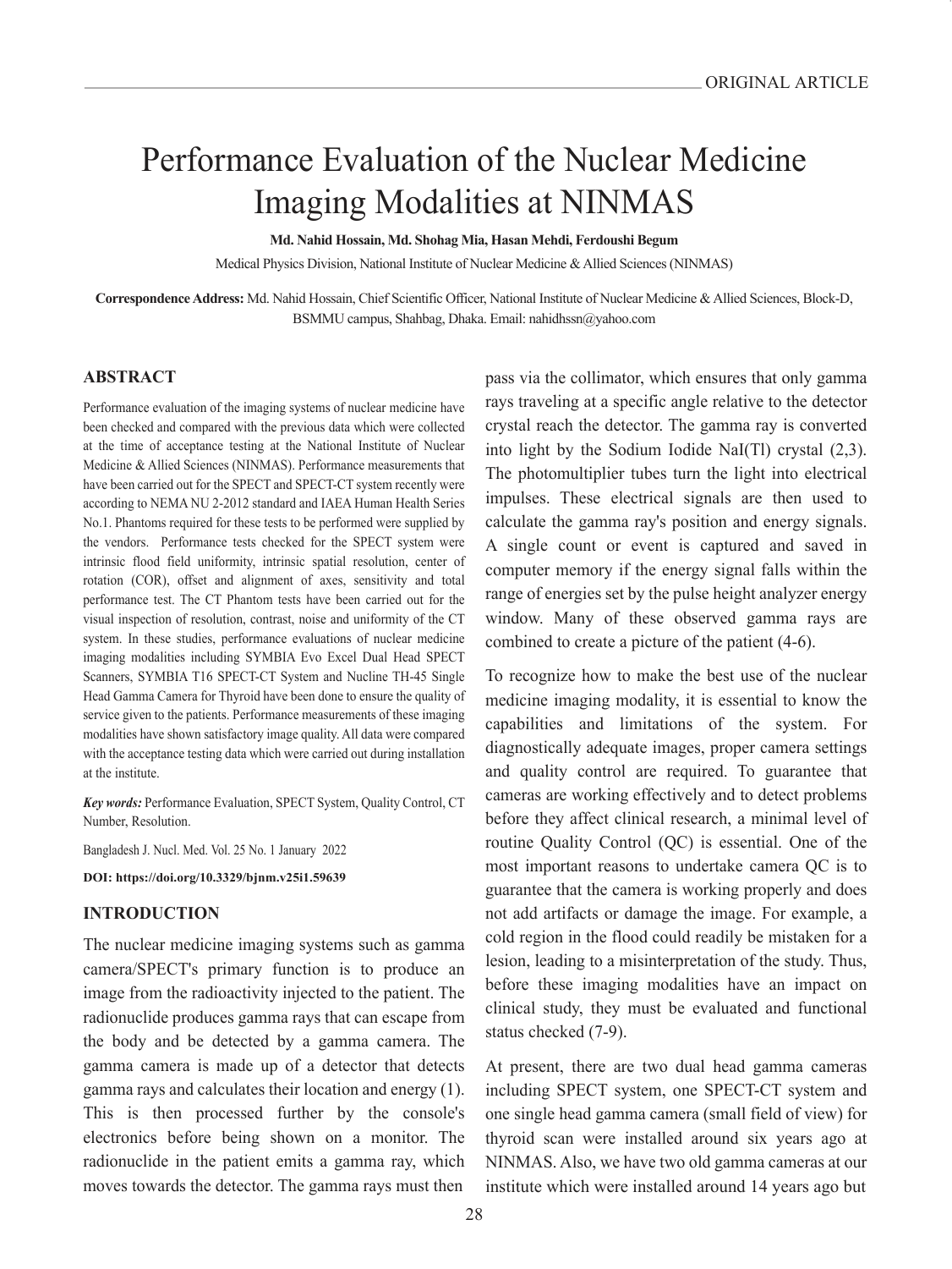# Performance Evaluation of the Nuclear Medicine Imaging Modalities at NINMAS

**Md. Nahid Hossain, Md. Shohag Mia, Hasan Mehdi, Ferdoushi Begum**

Medical Physics Division, National Institute of Nuclear Medicine & Allied Sciences (NINMAS)

**Correspondence Address:** Md. Nahid Hossain, Chief Scientific Officer, National Institute of Nuclear Medicine & Allied Sciences, Block-D, BSMMU campus, Shahbag, Dhaka. Email: nahidhssn@yahoo.com

## ABSTRACT

Performance evaluation of the imaging systems of nuclear medicine have been checked and compared with the previous data which were collected at the time of acceptance testing at the National Institute of Nuclear Medicine & Allied Sciences (NINMAS). Performance measurements that have been carried out for the SPECT and SPECT-CT system recently were according to NEMA NU 2-2012 standard and IAEA Human Health Series No.1. Phantoms required for these tests to be performed were supplied by the vendors. Performance tests checked for the SPECT system were intrinsic flood field uniformity, intrinsic spatial resolution, center of rotation (COR), offset and alignment of axes, sensitivity and total performance test. The CT Phantom tests have been carried out for the visual inspection of resolution, contrast, noise and uniformity of the CT system. In these studies, performance evaluations of nuclear medicine imaging modalities including SYMBIA Evo Excel Dual Head SPECT Scanners, SYMBIA T16 SPECT-CT System and Nucline TH-45 Single Head Gamma Camera for Thyroid have been done to ensure the quality of service given to the patients. Performance measurements of these imaging modalities have shown satisfactory image quality. All data were compared with the acceptance testing data which were carried out during installation at the institute.

***Key words:*** Performance Evaluation, SPECT System, Quality Control, CT Number, Resolution.

Bangladesh J. Nucl. Med. Vol. 25 No. 1 January 2022

**DOI: https://doi.org/10.3329/bjnm.v25i1.59639**

## INTRODUCTION

The nuclear medicine imaging systems such as gamma camera/SPECT's primary function is to produce an image from the radioactivity injected to the patient. The radionuclide produces gamma rays that can escape from the body and be detected by a gamma camera. The gamma camera is made up of a detector that detects gamma rays and calculates their location and energy (1). This is then processed further by the console's electronics before being shown on a monitor. The radionuclide in the patient emits a gamma ray, which moves towards the detector. The gamma rays must then pass via the collimator, which ensures that only gamma rays traveling at a specific angle relative to the detector crystal reach the detector. The gamma ray is converted into light by the Sodium Iodide NaI(Tl) crystal (2,3). The photomultiplier tubes turn the light into electrical impulses. These electrical signals are then used to calculate the gamma ray's position and energy signals. A single count or event is captured and saved in computer memory if the energy signal falls within the range of energies set by the pulse height analyzer energy window. Many of these observed gamma rays are combined to create a picture of the patient (4-6).

To recognize how to make the best use of the nuclear medicine imaging modality, it is essential to know the capabilities and limitations of the system. For diagnostically adequate images, proper camera settings and quality control are required. To guarantee that cameras are working effectively and to detect problems before they affect clinical research, a minimal level of routine Quality Control (QC) is essential. One of the most important reasons to undertake camera QC is to guarantee that the camera is working properly and does not add artifacts or damage the image. For example, a cold region in the flood could readily be mistaken for a lesion, leading to a misinterpretation of the study. Thus, before these imaging modalities have an impact on clinical study, they must be evaluated and functional status checked (7-9).

At present, there are two dual head gamma cameras including SPECT system, one SPECT-CT system and one single head gamma camera (small field of view) for thyroid scan were installed around six years ago at NINMAS. Also, we have two old gamma cameras at our institute which were installed around 14 years ago but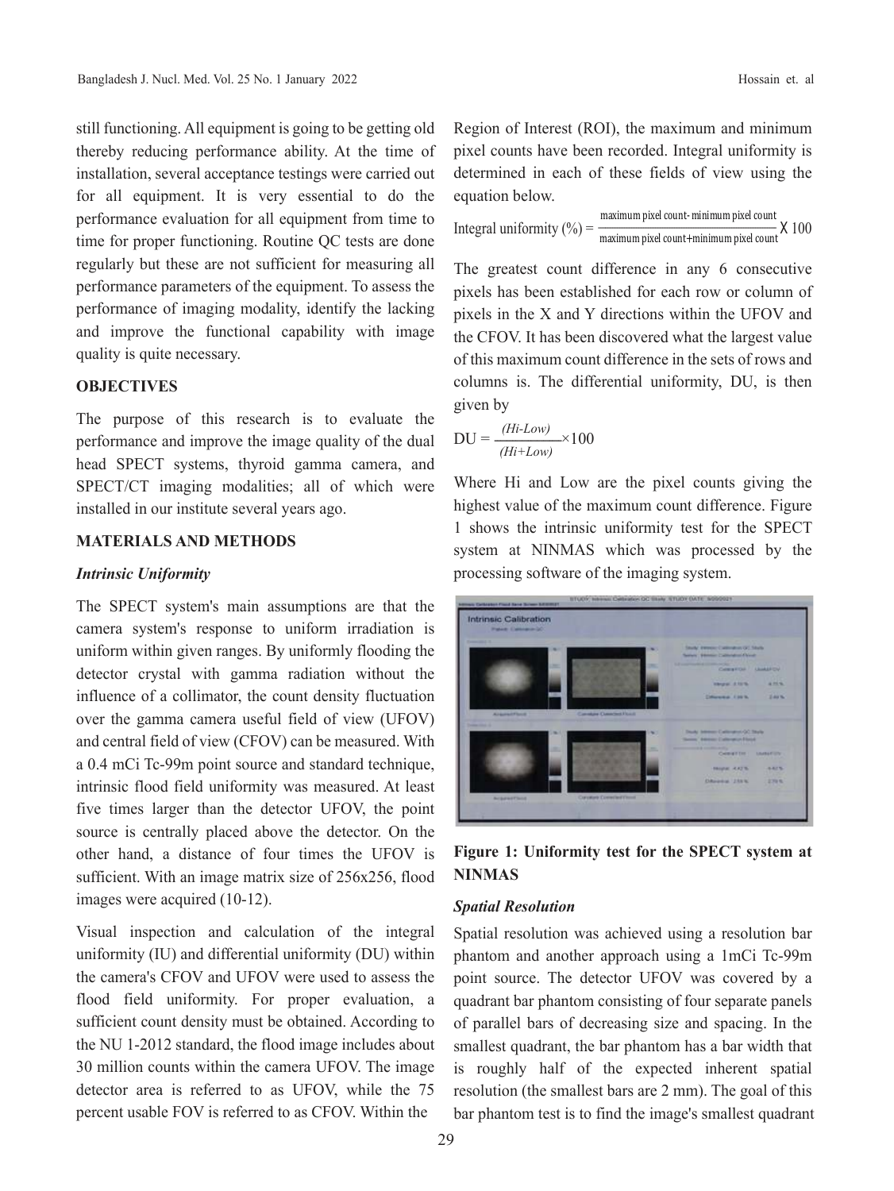still functioning. All equipment is going to be getting old thereby reducing performance ability. At the time of installation, several acceptance testings were carried out for all equipment. It is very essential to do the performance evaluation for all equipment from time to time for proper functioning. Routine QC tests are done regularly but these are not sufficient for measuring all performance parameters of the equipment. To assess the performance of imaging modality, identify the lacking and improve the functional capability with image quality is quite necessary.

## OBJECTIVES

The purpose of this research is to evaluate the performance and improve the image quality of the dual head SPECT systems, thyroid gamma camera, and SPECT/CT imaging modalities; all of which were installed in our institute several years ago.

## MATERIALS AND METHODS

### *Intrinsic Uniformity*

The SPECT system's main assumptions are that the camera system's response to uniform irradiation is uniform within given ranges. By uniformly flooding the detector crystal with gamma radiation without the influence of a collimator, the count density fluctuation over the gamma camera useful field of view (UFOV) and central field of view (CFOV) can be measured. With a 0.4 mCi Tc-99m point source and standard technique, intrinsic flood field uniformity was measured. At least five times larger than the detector UFOV, the point source is centrally placed above the detector. On the other hand, a distance of four times the UFOV is sufficient. With an image matrix size of 256x256, flood images were acquired (10-12).

Visual inspection and calculation of the integral uniformity (IU) and differential uniformity (DU) within the camera's CFOV and UFOV were used to assess the flood field uniformity. For proper evaluation, a sufficient count density must be obtained. According to the NU 1-2012 standard, the flood image includes about 30 million counts within the camera UFOV. The image detector area is referred to as UFOV, while the 75 percent usable FOV is referred to as CFOV. Within the Region of Interest (ROI), the maximum and minimum pixel counts have been recorded. Integral uniformity is determined in each of these fields of view using the equation below.

$$\text{Integral uniformity (\%)} = \frac{\text{maximum pixel count} - \text{minimum pixel count}}{\text{maximum pixel count} + \text{minimum pixel count}} \times 100$$

The greatest count difference in any 6 consecutive pixels has been established for each row or column of pixels in the X and Y directions within the UFOV and the CFOV. It has been discovered what the largest value of this maximum count difference in the sets of rows and columns is. The differential uniformity, DU, is then given by

$$DU = \frac{(Hi\text{-}Low)}{(Hi+Low)} \times 100$$

Where Hi and Low are the pixel counts giving the highest value of the maximum count difference. Figure 1 shows the intrinsic uniformity test for the SPECT system at NINMAS which was processed by the processing software of the imaging system.

**Figure 1: Uniformity test for the SPECT system at NINMAS**

### *Spatial Resolution*

Spatial resolution was achieved using a resolution bar phantom and another approach using a 1mCi Tc-99m point source. The detector UFOV was covered by a quadrant bar phantom consisting of four separate panels of parallel bars of decreasing size and spacing. In the smallest quadrant, the bar phantom has a bar width that is roughly half of the expected inherent spatial resolution (the smallest bars are 2 mm). The goal of this bar phantom test is to find the image's smallest quadrant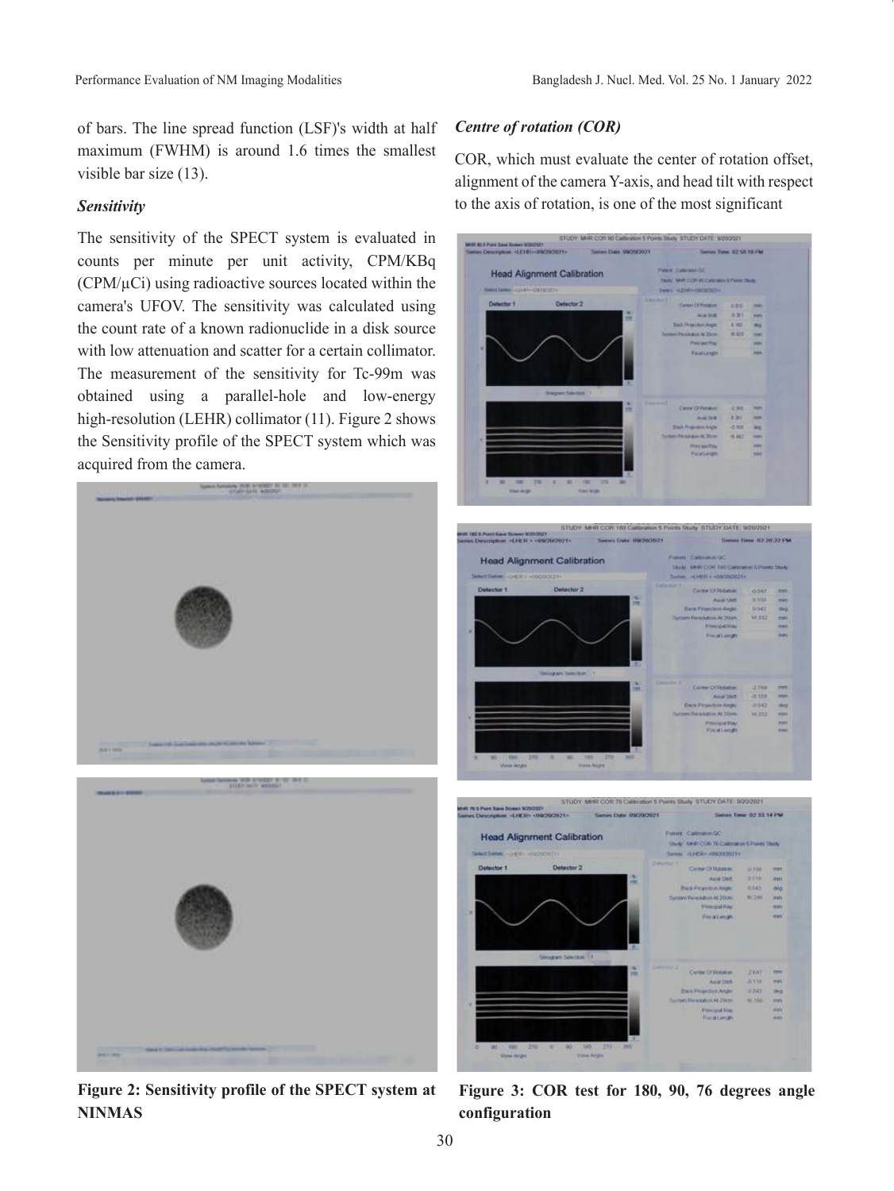of bars. The line spread function (LSF)'s width at half maximum (FWHM) is around 1.6 times the smallest visible bar size (13).

***Sensitivity***

The sensitivity of the SPECT system is evaluated in counts per minute per unit activity, CPM/KBq (CPM/μCi) using radioactive sources located within the camera's UFOV. The sensitivity was calculated using the count rate of a known radionuclide in a disk source with low attenuation and scatter for a certain collimator. The measurement of the sensitivity for Tc-99m was obtained using a parallel-hole and low-energy high-resolution (LEHR) collimator (11). Figure 2 shows the Sensitivity profile of the SPECT system which was acquired from the camera.

**Figure 2: Sensitivity profile of the SPECT system at NINMAS**

***Centre of rotation (COR)***

COR, which must evaluate the center of rotation offset, alignment of the camera Y-axis, and head tilt with respect to the axis of rotation, is one of the most significant

**Figure 3: COR test for 180, 90, 76 degrees angle configuration**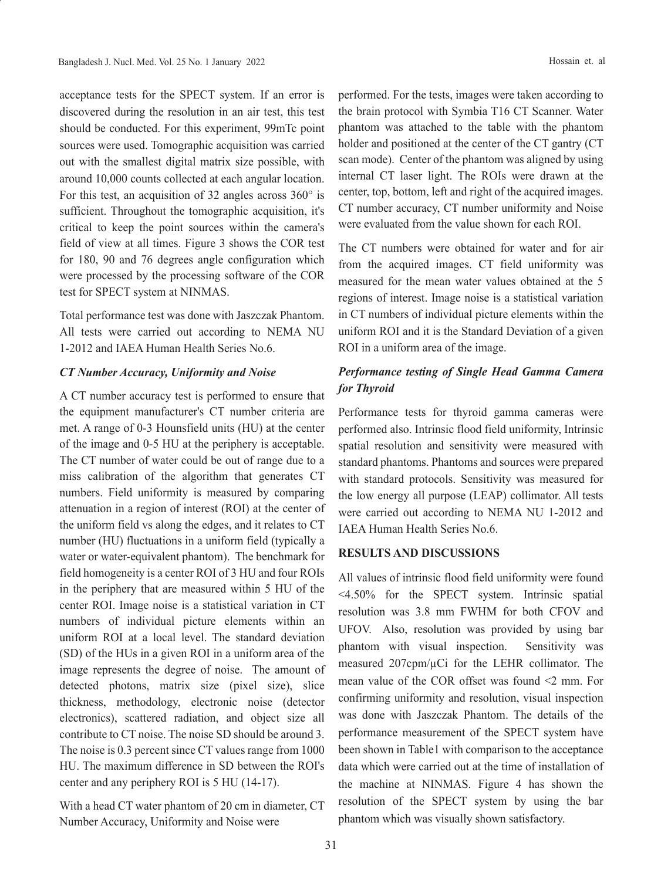acceptance tests for the SPECT system. If an error is discovered during the resolution in an air test, this test should be conducted. For this experiment, 99mTc point sources were used. Tomographic acquisition was carried out with the smallest digital matrix size possible, with around 10,000 counts collected at each angular location. For this test, an acquisition of 32 angles across 360° is sufficient. Throughout the tomographic acquisition, it's critical to keep the point sources within the camera's field of view at all times. Figure 3 shows the COR test for 180, 90 and 76 degrees angle configuration which were processed by the processing software of the COR test for SPECT system at NINMAS.

Total performance test was done with Jaszczak Phantom. All tests were carried out according to NEMA NU 1-2012 and IAEA Human Health Series No.6.

### *CT Number Accuracy, Uniformity and Noise*

A CT number accuracy test is performed to ensure that the equipment manufacturer's CT number criteria are met. A range of 0-3 Hounsfield units (HU) at the center of the image and 0-5 HU at the periphery is acceptable. The CT number of water could be out of range due to a miss calibration of the algorithm that generates CT numbers. Field uniformity is measured by comparing attenuation in a region of interest (ROI) at the center of the uniform field vs along the edges, and it relates to CT number (HU) fluctuations in a uniform field (typically a water or water-equivalent phantom). The benchmark for field homogeneity is a center ROI of 3 HU and four ROIs in the periphery that are measured within 5 HU of the center ROI. Image noise is a statistical variation in CT numbers of individual picture elements within an uniform ROI at a local level. The standard deviation (SD) of the HUs in a given ROI in a uniform area of the image represents the degree of noise. The amount of detected photons, matrix size (pixel size), slice thickness, methodology, electronic noise (detector electronics), scattered radiation, and object size all contribute to CT noise. The noise SD should be around 3. The noise is 0.3 percent since CT values range from 1000 HU. The maximum difference in SD between the ROI's center and any periphery ROI is 5 HU (14-17).

With a head CT water phantom of 20 cm in diameter, CT Number Accuracy, Uniformity and Noise were performed. For the tests, images were taken according to the brain protocol with Symbia T16 CT Scanner. Water phantom was attached to the table with the phantom holder and positioned at the center of the CT gantry (CT scan mode). Center of the phantom was aligned by using internal CT laser light. The ROIs were drawn at the center, top, bottom, left and right of the acquired images. CT number accuracy, CT number uniformity and Noise were evaluated from the value shown for each ROI.

The CT numbers were obtained for water and for air from the acquired images. CT field uniformity was measured for the mean water values obtained at the 5 regions of interest. Image noise is a statistical variation in CT numbers of individual picture elements within the uniform ROI and it is the Standard Deviation of a given ROI in a uniform area of the image.

### *Performance testing of Single Head Gamma Camera for Thyroid*

Performance tests for thyroid gamma cameras were performed also. Intrinsic flood field uniformity, Intrinsic spatial resolution and sensitivity were measured with standard phantoms. Phantoms and sources were prepared with standard protocols. Sensitivity was measured for the low energy all purpose (LEAP) collimator. All tests were carried out according to NEMA NU 1-2012 and IAEA Human Health Series No.6.

## RESULTS AND DISCUSSIONS

All values of intrinsic flood field uniformity were found <4.50% for the SPECT system. Intrinsic spatial resolution was 3.8 mm FWHM for both CFOV and UFOV. Also, resolution was provided by using bar phantom with visual inspection. Sensitivity was measured 207cpm/µCi for the LEHR collimator. The mean value of the COR offset was found <2 mm. For confirming uniformity and resolution, visual inspection was done with Jaszczak Phantom. The details of the performance measurement of the SPECT system have been shown in Table1 with comparison to the acceptance data which were carried out at the time of installation of the machine at NINMAS. Figure 4 has shown the resolution of the SPECT system by using the bar phantom which was visually shown satisfactory.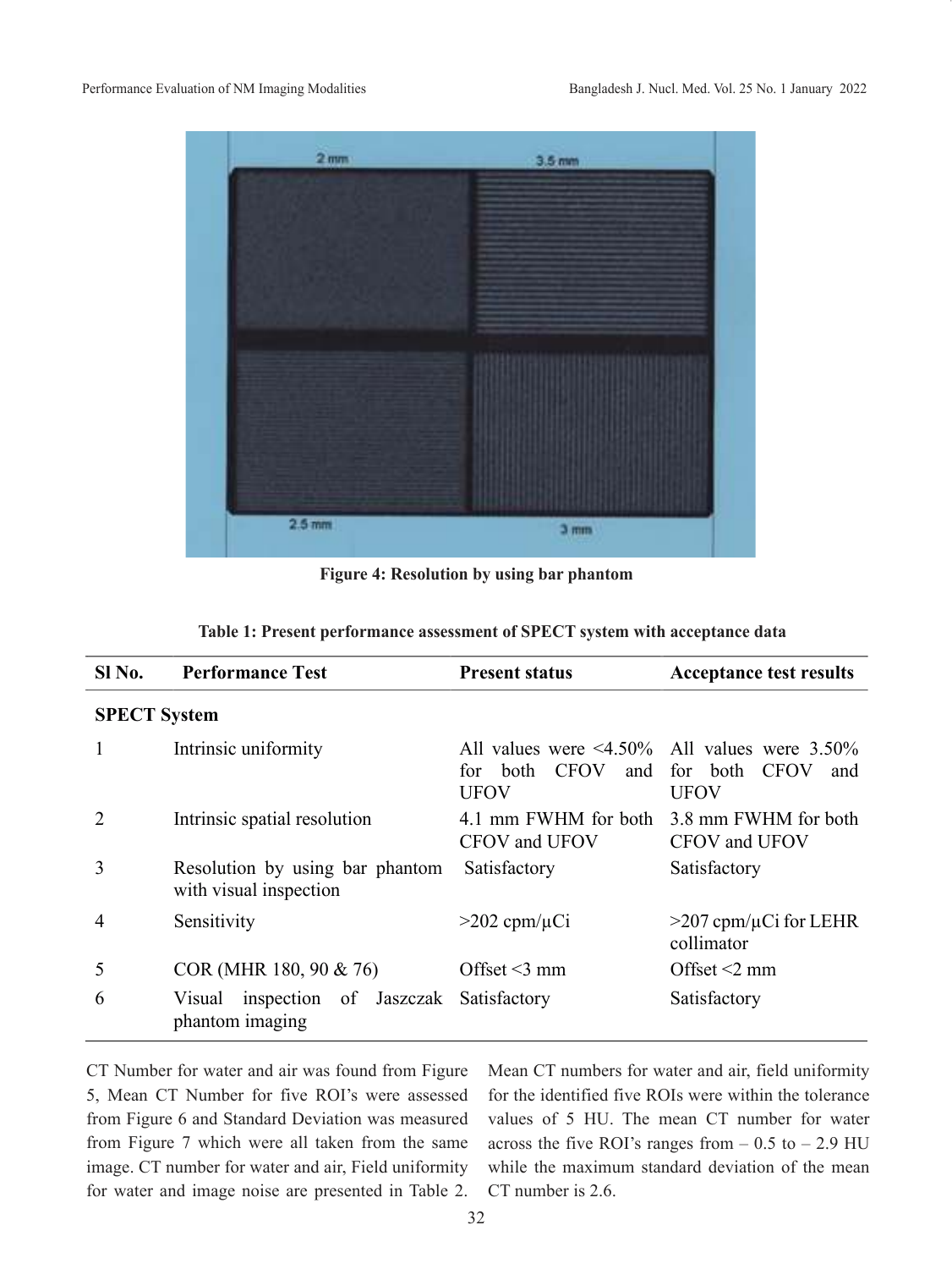Figure 4: Resolution by using bar phantom

Table 1: Present performance assessment of SPECT system with acceptance data

| Sl No. | Performance Test | Present status | Acceptance test results |
| --- | --- | --- | --- |
| **SPECT System** | | | |
| 1 | Intrinsic uniformity | All values were <4.50% for both CFOV and UFOV | All values were 3.50% for both CFOV and UFOV |
| 2 | Intrinsic spatial resolution | 4.1 mm FWHM for both CFOV and UFOV | 3.8 mm FWHM for both CFOV and UFOV |
| 3 | Resolution by using bar phantom with visual inspection | Satisfactory | Satisfactory |
| 4 | Sensitivity | >202 cpm/µCi | >207 cpm/µCi for LEHR collimator |
| 5 | COR (MHR 180, 90 & 76) | Offset <3 mm | Offset <2 mm |
| 6 | Visual inspection of Jaszczak phantom imaging | Satisfactory | Satisfactory |

CT Number for water and air was found from Figure 5, Mean CT Number for five ROI's were assessed from Figure 6 and Standard Deviation was measured from Figure 7 which were all taken from the same image. CT number for water and air, Field uniformity for water and image noise are presented in Table 2. Mean CT numbers for water and air, field uniformity for the identified five ROIs were within the tolerance values of 5 HU. The mean CT number for water across the five ROI's ranges from – 0.5 to – 2.9 HU while the maximum standard deviation of the mean CT number is 2.6.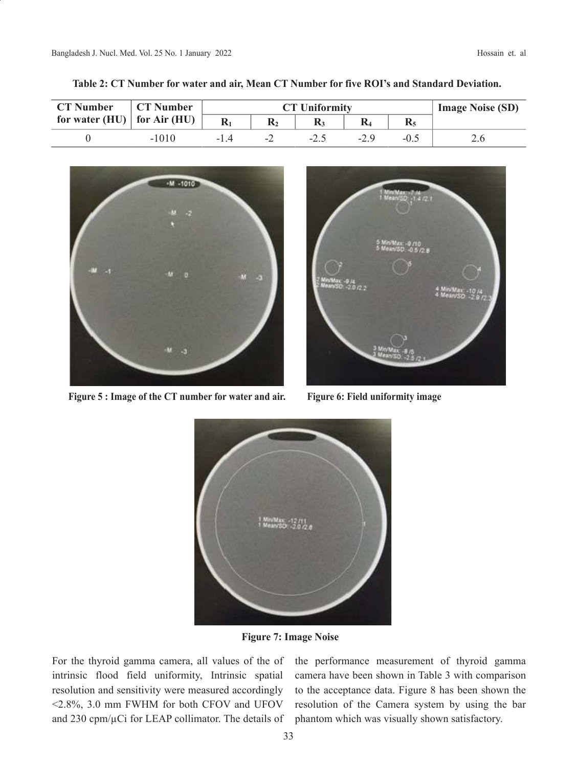**Table 2: CT Number for water and air, Mean CT Number for five ROI's and Standard Deviation.**

| CT Number for water (HU) | CT Number for Air (HU) | CT Uniformity | | | | | Image Noise (SD) |
|---|---|---|---|---|---|---|---|
| | | $R_1$ | $R_2$ | $R_3$ | $R_4$ | $R_5$ | |
| 0 | -1010 | -1.4 | -2 | -2.5 | -2.9 | -0.5 | 2.6 |

**Figure 5 : Image of the CT number for water and air.**

**Figure 6: Field uniformity image**

**Figure 7: Image Noise**

For the thyroid gamma camera, all values of the of intrinsic flood field uniformity, Intrinsic spatial resolution and sensitivity were measured accordingly <2.8%, 3.0 mm FWHM for both CFOV and UFOV and 230 cpm/μCi for LEAP collimator. The details of the performance measurement of thyroid gamma camera have been shown in Table 3 with comparison to the acceptance data. Figure 8 has been shown the resolution of the Camera system by using the bar phantom which was visually shown satisfactory.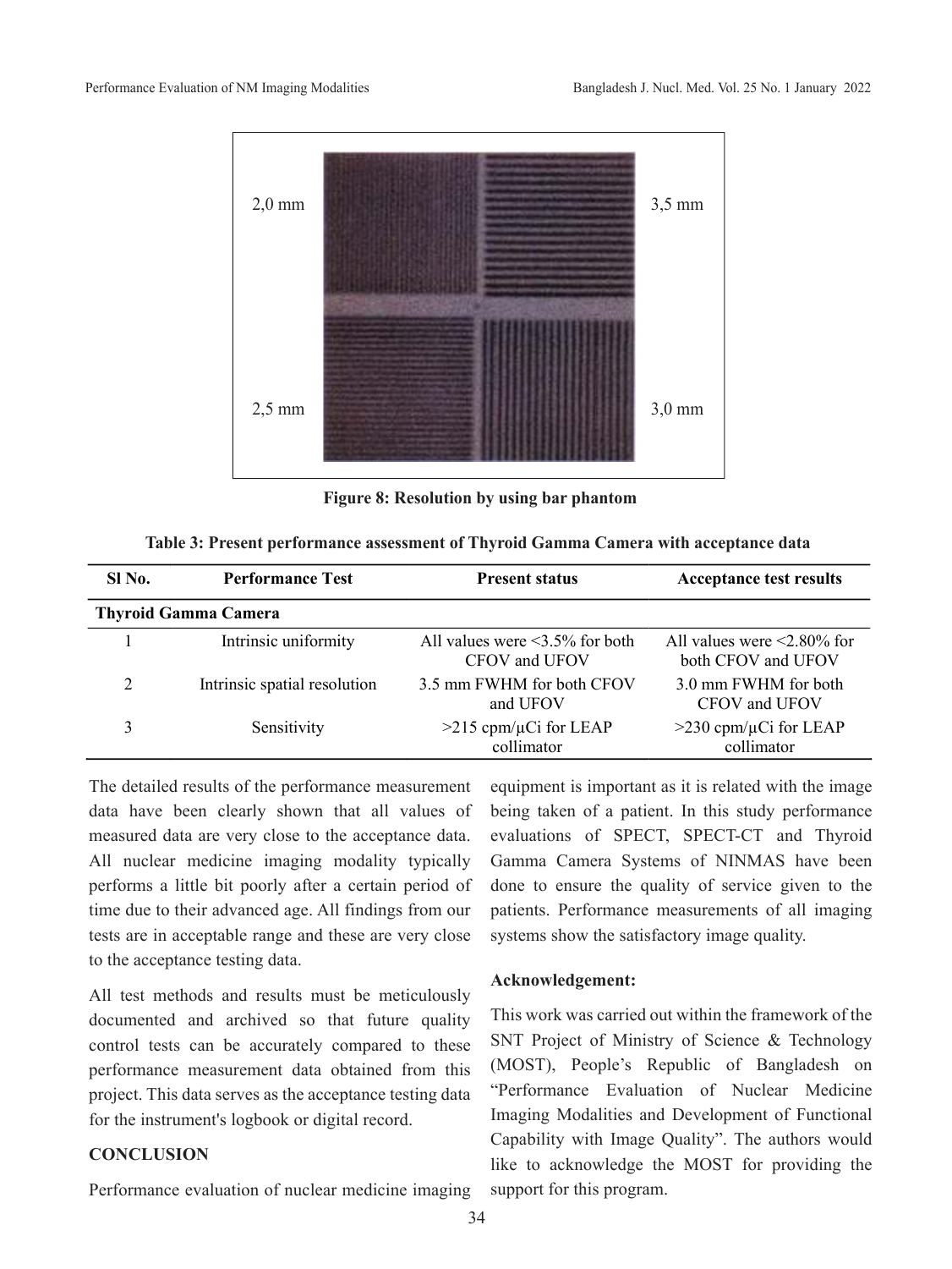2,0 mm

3,5 mm

2,5 mm

3,0 mm

**Figure 8: Resolution by using bar phantom**

**Table 3: Present performance assessment of Thyroid Gamma Camera with acceptance data**

| Sl No. | Performance Test | Present status | Acceptance test results |
|---|---|---|---|
| **Thyroid Gamma Camera** | | | |
| 1 | Intrinsic uniformity | All values were <3.5% for both CFOV and UFOV | All values were <2.80% for both CFOV and UFOV |
| 2 | Intrinsic spatial resolution | 3.5 mm FWHM for both CFOV and UFOV | 3.0 mm FWHM for both CFOV and UFOV |
| 3 | Sensitivity | >215 cpm/μCi for LEAP collimator | >230 cpm/μCi for LEAP collimator |

The detailed results of the performance measurement data have been clearly shown that all values of measured data are very close to the acceptance data. All nuclear medicine imaging modality typically performs a little bit poorly after a certain period of time due to their advanced age. All findings from our tests are in acceptable range and these are very close to the acceptance testing data.

All test methods and results must be meticulously documented and archived so that future quality control tests can be accurately compared to these performance measurement data obtained from this project. This data serves as the acceptance testing data for the instrument's logbook or digital record.

## CONCLUSION

Performance evaluation of nuclear medicine imaging equipment is important as it is related with the image being taken of a patient. In this study performance evaluations of SPECT, SPECT-CT and Thyroid Gamma Camera Systems of NINMAS have been done to ensure the quality of service given to the patients. Performance measurements of all imaging systems show the satisfactory image quality.

### Acknowledgement:

This work was carried out within the framework of the SNT Project of Ministry of Science & Technology (MOST), People's Republic of Bangladesh on "Performance Evaluation of Nuclear Medicine Imaging Modalities and Development of Functional Capability with Image Quality". The authors would like to acknowledge the MOST for providing the support for this program.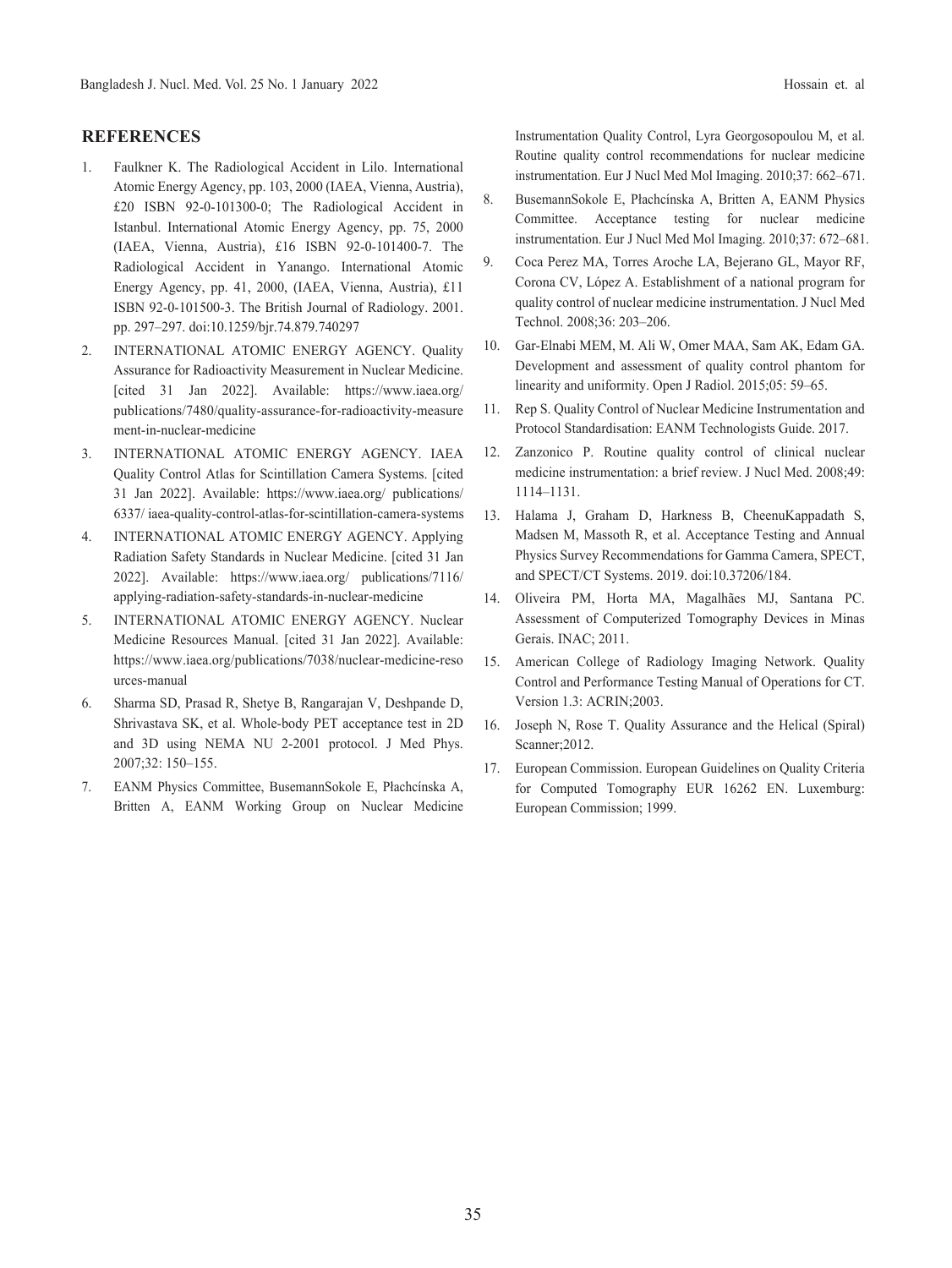## REFERENCES

1. Faulkner K. The Radiological Accident in Lilo. International Atomic Energy Agency, pp. 103, 2000 (IAEA, Vienna, Austria), £20 ISBN 92-0-101300-0; The Radiological Accident in Istanbul. International Atomic Energy Agency, pp. 75, 2000 (IAEA, Vienna, Austria), £16 ISBN 92-0-101400-7. The Radiological Accident in Yanango. International Atomic Energy Agency, pp. 41, 2000, (IAEA, Vienna, Austria), £11 ISBN 92-0-101500-3. The British Journal of Radiology. 2001. pp. 297–297. doi:10.1259/bjr.74.879.740297
2. INTERNATIONAL ATOMIC ENERGY AGENCY. Quality Assurance for Radioactivity Measurement in Nuclear Medicine. [cited 31 Jan 2022]. Available: https://www.iaea.org/publications/7480/quality-assurance-for-radioactivity-measurement-in-nuclear-medicine
3. INTERNATIONAL ATOMIC ENERGY AGENCY. IAEA Quality Control Atlas for Scintillation Camera Systems. [cited 31 Jan 2022]. Available: https://www.iaea.org/ publications/ 6337/ iaea-quality-control-atlas-for-scintillation-camera-systems
4. INTERNATIONAL ATOMIC ENERGY AGENCY. Applying Radiation Safety Standards in Nuclear Medicine. [cited 31 Jan 2022]. Available: https://www.iaea.org/ publications/7116/ applying-radiation-safety-standards-in-nuclear-medicine
5. INTERNATIONAL ATOMIC ENERGY AGENCY. Nuclear Medicine Resources Manual. [cited 31 Jan 2022]. Available: https://www.iaea.org/publications/7038/nuclear-medicine-resources-manual
6. Sharma SD, Prasad R, Shetye B, Rangarajan V, Deshpande D, Shrivastava SK, et al. Whole-body PET acceptance test in 2D and 3D using NEMA NU 2-2001 protocol. J Med Phys. 2007;32: 150–155.
7. EANM Physics Committee, BusemannSokole E, Płachcínska A, Britten A, EANM Working Group on Nuclear Medicine Instrumentation Quality Control, Lyra Georgosopoulou M, et al. Routine quality control recommendations for nuclear medicine instrumentation. Eur J Nucl Med Mol Imaging. 2010;37: 662–671.
8. BusemannSokole E, Płachcínska A, Britten A, EANM Physics Committee. Acceptance testing for nuclear medicine instrumentation. Eur J Nucl Med Mol Imaging. 2010;37: 672–681.
9. Coca Perez MA, Torres Aroche LA, Bejerano GL, Mayor RF, Corona CV, López A. Establishment of a national program for quality control of nuclear medicine instrumentation. J Nucl Med Technol. 2008;36: 203–206.
10. Gar-Elnabi MEM, M. Ali W, Omer MAA, Sam AK, Edam GA. Development and assessment of quality control phantom for linearity and uniformity. Open J Radiol. 2015;05: 59–65.
11. Rep S. Quality Control of Nuclear Medicine Instrumentation and Protocol Standardisation: EANM Technologists Guide. 2017.
12. Zanzonico P. Routine quality control of clinical nuclear medicine instrumentation: a brief review. J Nucl Med. 2008;49: 1114–1131.
13. Halama J, Graham D, Harkness B, CheenuKappadath S, Madsen M, Massoth R, et al. Acceptance Testing and Annual Physics Survey Recommendations for Gamma Camera, SPECT, and SPECT/CT Systems. 2019. doi:10.37206/184.
14. Oliveira PM, Horta MA, Magalhães MJ, Santana PC. Assessment of Computerized Tomography Devices in Minas Gerais. INAC; 2011.
15. American College of Radiology Imaging Network. Quality Control and Performance Testing Manual of Operations for CT. Version 1.3: ACRIN;2003.
16. Joseph N, Rose T. Quality Assurance and the Helical (Spiral) Scanner;2012.
17. European Commission. European Guidelines on Quality Criteria for Computed Tomography EUR 16262 EN. Luxemburg: European Commission; 1999.